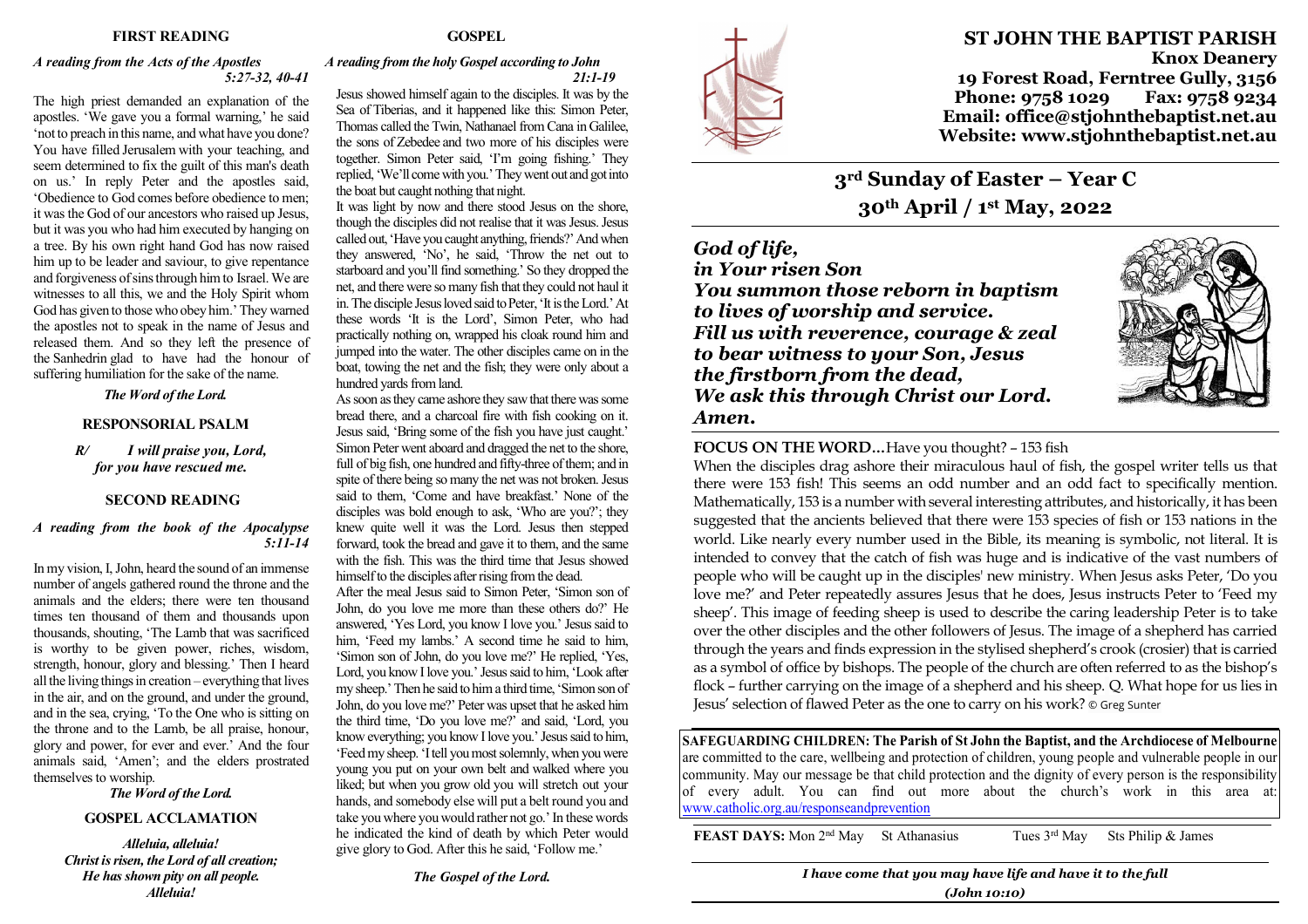## FIRST READING

*A reading from the Acts of the Apostles 5:27-32, 40-41*

The high priest demanded an explanation of the apostles. 'We gave you a formal warning,' he said 'not to preach in this name, and what have you done? You have filled Jerusalem with your teaching, and seem determined to fix the guilt of this man's death on us.' In reply Peter and the apostles said, 'Obedience to God comes before obedience to men; it was the God of our ancestors who raised up Jesus, but it was you who had him executed by hanging on a tree. By his own right hand God has now raised him up to be leader and saviour, to give repentance and forgiveness of sins through him to Israel. We are witnesses to all this, we and the Holy Spirit whom God has given to those who obey him.' They warned the apostles not to speak in the name of Jesus and released them. And so they left the presence of the Sanhedrin glad to have had the honour of suffering humiliation for the sake of the name.

***The Word of the Lord.***

## RESPONSORIAL PSALM

***R/ I will praise you, Lord, for you have rescued me.***

## SECOND READING

*A reading from the book of the Apocalypse 5:11-14*

In my vision, I, John, heard the sound of an immense number of angels gathered round the throne and the animals and the elders; there were ten thousand times ten thousand of them and thousands upon thousands, shouting, 'The Lamb that was sacrificed is worthy to be given power, riches, wisdom, strength, honour, glory and blessing.' Then I heard all the living things in creation – everything that lives in the air, and on the ground, and under the ground, and in the sea, crying, 'To the One who is sitting on the throne and to the Lamb, be all praise, honour, glory and power, for ever and ever.' And the four animals said, 'Amen'; and the elders prostrated themselves to worship.

***The Word of the Lord.***

## GOSPEL ACCLAMATION

***Alleluia, alleluia!***
***Christ is risen, the Lord of all creation;***
***He has shown pity on all people.***
***Alleluia!***

## GOSPEL

*A reading from the holy Gospel according to John 21:1-19*

Jesus showed himself again to the disciples. It was by the Sea of Tiberias, and it happened like this: Simon Peter, Thomas called the Twin, Nathanael from Cana in Galilee, the sons of Zebedee and two more of his disciples were together. Simon Peter said, 'I'm going fishing.' They replied, 'We'll come with you.' They went out and got into the boat but caught nothing that night.

It was light by now and there stood Jesus on the shore, though the disciples did not realise that it was Jesus. Jesus called out, 'Have you caught anything, friends?' And when they answered, 'No', he said, 'Throw the net out to starboard and you'll find something.' So they dropped the net, and there were so many fish that they could not haul it in. The disciple Jesus loved said to Peter, 'It is the Lord.' At these words 'It is the Lord', Simon Peter, who had practically nothing on, wrapped his cloak round him and jumped into the water. The other disciples came on in the boat, towing the net and the fish; they were only about a hundred yards from land.

As soon as they came ashore they saw that there was some bread there, and a charcoal fire with fish cooking on it. Jesus said, 'Bring some of the fish you have just caught.' Simon Peter went aboard and dragged the net to the shore, full of big fish, one hundred and fifty-three of them; and in spite of there being so many the net was not broken. Jesus said to them, 'Come and have breakfast.' None of the disciples was bold enough to ask, 'Who are you?'; they knew quite well it was the Lord. Jesus then stepped forward, took the bread and gave it to them, and the same with the fish. This was the third time that Jesus showed himself to the disciples after rising from the dead.

After the meal Jesus said to Simon Peter, 'Simon son of John, do you love me more than these others do?' He answered, 'Yes Lord, you know I love you.' Jesus said to him, 'Feed my lambs.' A second time he said to him, 'Simon son of John, do you love me?' He replied, 'Yes, Lord, you know I love you.' Jesus said to him, 'Look after my sheep.' Then he said to him a third time, 'Simon son of John, do you love me?' Peter was upset that he asked him the third time, 'Do you love me?' and said, 'Lord, you know everything; you know I love you.' Jesus said to him, 'Feed my sheep. 'I tell you most solemnly, when you were young you put on your own belt and walked where you liked; but when you grow old you will stretch out your hands, and somebody else will put a belt round you and take you where you would rather not go.' In these words he indicated the kind of death by which Peter would give glory to God. After this he said, 'Follow me.'

***The Gospel of the Lord.***

# ST JOHN THE BAPTIST PARISH

**Knox Deanery**
**19 Forest Road, Ferntree Gully, 3156**
**Phone: 9758 1029 Fax: 9758 9234**
**Email: office@stjohnthebaptist.net.au**
**Website: www.stjohnthebaptist.net.au**

## 3rd Sunday of Easter – Year C
## 30th April / 1st May, 2022

***God of life,***
***in Your risen Son***
***You summon those reborn in baptism***
***to lives of worship and service.***
***Fill us with reverence, courage & zeal***
***to bear witness to your Son, Jesus***
***the firstborn from the dead,***
***We ask this through Christ our Lord.***
***Amen.***

**FOCUS ON THE WORD…** Have you thought? – 153 fish

When the disciples drag ashore their miraculous haul of fish, the gospel writer tells us that there were 153 fish! This seems an odd number and an odd fact to specifically mention. Mathematically, 153 is a number with several interesting attributes, and historically, it has been suggested that the ancients believed that there were 153 species of fish or 153 nations in the world. Like nearly every number used in the Bible, its meaning is symbolic, not literal. It is intended to convey that the catch of fish was huge and is indicative of the vast numbers of people who will be caught up in the disciples' new ministry. When Jesus asks Peter, 'Do you love me?' and Peter repeatedly assures Jesus that he does, Jesus instructs Peter to 'Feed my sheep'. This image of feeding sheep is used to describe the caring leadership Peter is to take over the other disciples and the other followers of Jesus. The image of a shepherd has carried through the years and finds expression in the stylised shepherd's crook (crosier) that is carried as a symbol of office by bishops. The people of the church are often referred to as the bishop's flock – further carrying on the image of a shepherd and his sheep. Q. What hope for us lies in Jesus' selection of flawed Peter as the one to carry on his work? © Greg Sunter

**SAFEGUARDING CHILDREN: The Parish of St John the Baptist, and the Archdiocese of Melbourne** are committed to the care, wellbeing and protection of children, young people and vulnerable people in our community. May our message be that child protection and the dignity of every person is the responsibility of every adult. You can find out more about the church's work in this area at: www.catholic.org.au/responseandprevention

**FEAST DAYS:** Mon 2nd May St Athanasius Tues 3rd May Sts Philip & James

***I have come that you may have life and have it to the full***
***(John 10:10)***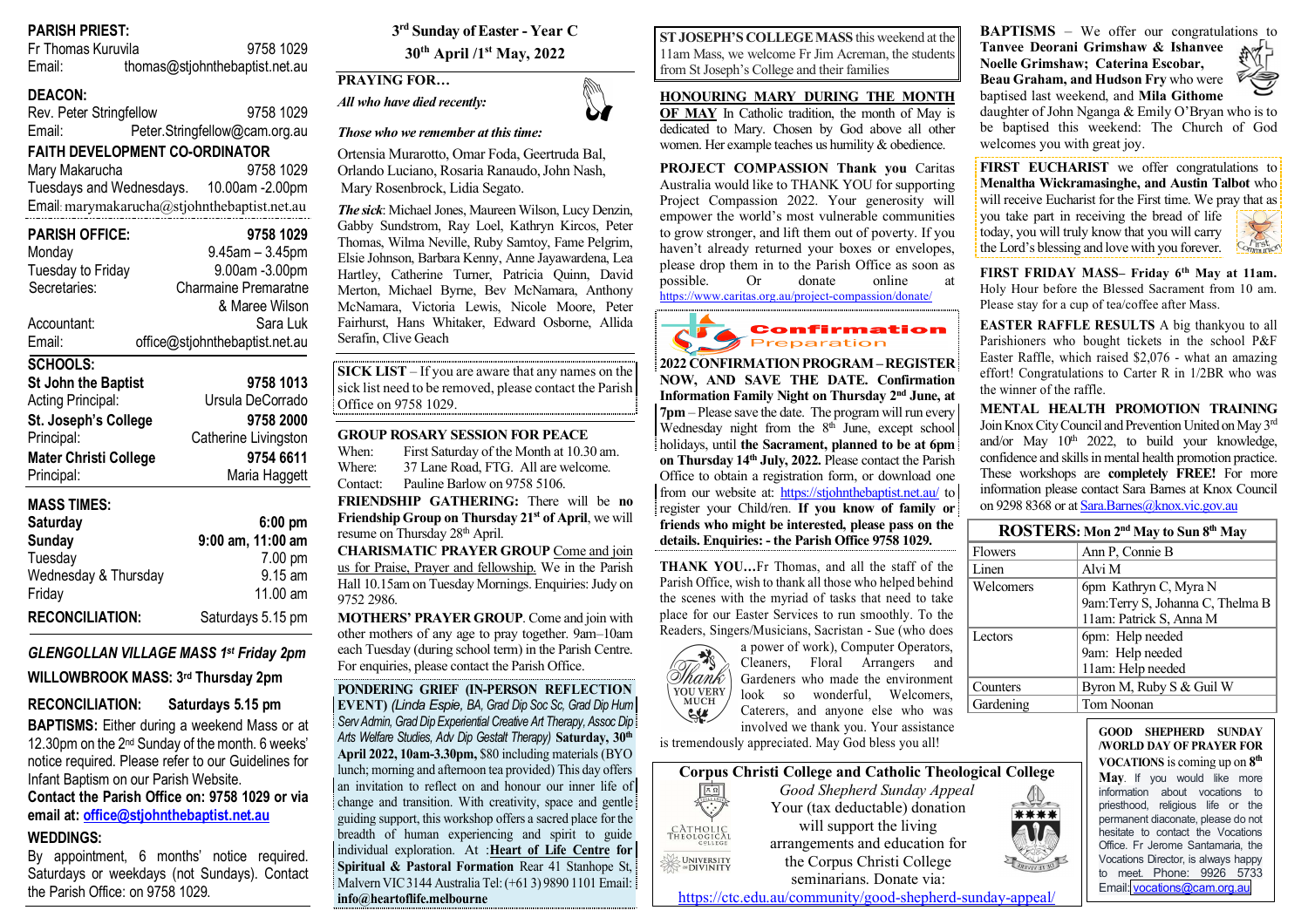**PARISH PRIEST:**
Fr Thomas Kuruvila 9758 1029
Email: thomas@stjohnthebaptist.net.au

**DEACON:**
Rev. Peter Stringfellow 9758 1029
Email: Peter.Stringfellow@cam.org.au

**FAITH DEVELOPMENT CO-ORDINATOR**
Mary Makarucha 9758 1029
Tuesdays and Wednesdays. 10.00am -2.00pm
Email: marymakarucha@stjohnthebaptist.net.au

**PARISH OFFICE:** **9758 1029**
Monday 9.45am – 3.45pm
Tuesday to Friday 9.00am -3.00pm
Secretaries: Charmaine Premaratne & Maree Wilson
Accountant: Sara Luk
Email: office@stjohnthebaptist.net.au

**SCHOOLS:**

**St John the Baptist** **9758 1013**
Acting Principal: Ursula DeCorrado

**St. Joseph's College** **9758 2000**
Principal: Catherine Livingston

**Mater Christi College** **9754 6611**
Principal: Maria Haggett

**MASS TIMES:**

| | |
|---|---|
| **Saturday** | **6:00 pm** |
| **Sunday** | **9:00 am, 11:00 am** |
| Tuesday | 7.00 pm |
| Wednesday & Thursday | 9.15 am |
| Friday | 11.00 am |
| **RECONCILIATION:** | Saturdays 5.15 pm |

***GLENGOLLAN VILLAGE MASS 1st Friday 2pm***

**WILLOWBROOK MASS: 3rd Thursday 2pm**

**RECONCILIATION: Saturdays 5.15 pm**

**BAPTISMS:** Either during a weekend Mass or at 12.30pm on the 2nd Sunday of the month. 6 weeks' notice required. Please refer to our Guidelines for Infant Baptism on our Parish Website.
**Contact the Parish Office on: 9758 1029 or via email at: office@stjohnthebaptist.net.au**

**WEDDINGS:**
By appointment, 6 months' notice required. Saturdays or weekdays (not Sundays). Contact the Parish Office: on 9758 1029.

## 3rd Sunday of Easter - Year C
## 30th April /1st May, 2022

**PRAYING FOR…**

***All who have died recently:***

***Those who we remember at this time:***

Ortensia Murarotto, Omar Foda, Geertruda Bal, Orlando Luciano, Rosaria Ranaudo, John Nash, Mary Rosenbrock, Lidia Segato.

***The sick***: Michael Jones, Maureen Wilson, Lucy Denzin, Gabby Sundstrom, Ray Loel, Kathryn Kircos, Peter Thomas, Wilma Neville, Ruby Samtoy, Fame Pelgrim, Elsie Johnson, Barbara Kenny, Anne Jayawardena, Lea Hartley, Catherine Turner, Patricia Quinn, David Merton, Michael Byrne, Bev McNamara, Anthony McNamara, Victoria Lewis, Nicole Moore, Peter Fairhurst, Hans Whitaker, Edward Osborne, Allida Serafin, Clive Geach

**SICK LIST** – If you are aware that any names on the sick list need to be removed, please contact the Parish Office on 9758 1029.

**GROUP ROSARY SESSION FOR PEACE**
When: First Saturday of the Month at 10.30 am.
Where: 37 Lane Road, FTG. All are welcome.
Contact: Pauline Barlow on 9758 5106.

**FRIENDSHIP GATHERING:** There will be **no Friendship Group on Thursday 21st of April**, we will resume on Thursday 28th April.

**CHARISMATIC PRAYER GROUP** Come and join us for Praise, Prayer and fellowship. We in the Parish Hall 10.15am on Tuesday Mornings. Enquiries: Judy on 9752 2986.

**MOTHERS' PRAYER GROUP**. Come and join with other mothers of any age to pray together. 9am–10am each Tuesday (during school term) in the Parish Centre. For enquiries, please contact the Parish Office.

**PONDERING GRIEF (IN-PERSON REFLECTION EVENT)** *(Linda Espie, BA, Grad Dip Soc Sc, Grad Dip Hum Serv Admin, Grad Dip Experiential Creative Art Therapy, Assoc Dip Arts Welfare Studies, Adv Dip Gestalt Therapy)* **Saturday, 30th April 2022, 10am-3.30pm,** $80 including materials (BYO lunch; morning and afternoon tea provided) This day offers an invitation to reflect on and honour our inner life of change and transition. With creativity, space and gentle guiding support, this workshop offers a sacred place for the breadth of human experiencing and spirit to guide individual exploration. At :**Heart of Life Centre for Spiritual & Pastoral Formation** Rear 41 Stanhope St, Malvern VIC 3144 Australia Tel: (+61 3) 9890 1101 Email: **info@heartoflife.melbourne**

**ST JOSEPH'S COLLEGE MASS** this weekend at the 11am Mass, we welcome Fr Jim Acreman, the students from St Joseph's College and their families

**HONOURING MARY DURING THE MONTH OF MAY** In Catholic tradition, the month of May is dedicated to Mary. Chosen by God above all other women. Her example teaches us humility & obedience.

**PROJECT COMPASSION Thank you** Caritas Australia would like to THANK YOU for supporting Project Compassion 2022. Your generosity will empower the world's most vulnerable communities to grow stronger, and lift them out of poverty. If you haven't already returned your boxes or envelopes, please drop them in to the Parish Office as soon as possible. Or donate online at https://www.caritas.org.au/project-compassion/donate/

**Confirmation Preparation**

**2022 CONFIRMATION PROGRAM – REGISTER NOW, AND SAVE THE DATE. Confirmation Information Family Night on Thursday 2nd June, at 7pm** – Please save the date. The program will run every Wednesday night from the 8th June, except school holidays, until **the Sacrament, planned to be at 6pm on Thursday 14th July, 2022.** Please contact the Parish Office to obtain a registration form, or download one from our website at: https://stjohnthebaptist.net.au/ to register your Child/ren. **If you know of family or friends who might be interested, please pass on the details. Enquiries: - the Parish Office 9758 1029.**

**THANK YOU…**Fr Thomas, and all the staff of the Parish Office, wish to thank all those who helped behind the scenes with the myriad of tasks that need to take place for our Easter Services to run smoothly. To the Readers, Singers/Musicians, Sacristan - Sue (who does a power of work), Computer Operators, Cleaners, Floral Arrangers and Gardeners who made the environment look so wonderful, Welcomers, Caterers, and anyone else who was involved we thank you. Your assistance is tremendously appreciated. May God bless you all!

**Corpus Christi College and Catholic Theological College**
*Good Shepherd Sunday Appeal*
Your (tax deductable) donation will support the living arrangements and education for the Corpus Christi College seminarians. Donate via:
https://ctc.edu.au/community/good-shepherd-sunday-appeal/

**BAPTISMS** – We offer our congratulations to **Tanvee Deorani Grimshaw & Ishanvee Noelle Grimshaw; Caterina Escobar, Beau Graham, and Hudson Fry** who were baptised last weekend, and **Mila Githome** daughter of John Nganga & Emily O'Bryan who is to be baptised this weekend: The Church of God welcomes you with great joy.

**FIRST EUCHARIST** we offer congratulations to **Menaltha Wickramasinghe, and Austin Talbot** who will receive Eucharist for the First time. We pray that as you take part in receiving the bread of life today, you will truly know that you will carry the Lord's blessing and love with you forever.

**FIRST FRIDAY MASS– Friday 6th May at 11am.** Holy Hour before the Blessed Sacrament from 10 am. Please stay for a cup of tea/coffee after Mass.

**EASTER RAFFLE RESULTS** A big thankyou to all Parishioners who bought tickets in the school P&F Easter Raffle, which raised $2,076 - what an amazing effort! Congratulations to Carter R in 1/2BR who was the winner of the raffle.

**MENTAL HEALTH PROMOTION TRAINING** Join Knox City Council and Prevention United on May 3rd and/or May 10th 2022, to build your knowledge, confidence and skills in mental health promotion practice. These workshops are **completely FREE!** For more information please contact Sara Barnes at Knox Council on 9298 8368 or at Sara.Barnes@knox.vic.gov.au

| **ROSTERS: Mon 2nd May to Sun 8th May** | |
|---|---|
| Flowers | Ann P, Connie B |
| Linen | Alvi M |
| Welcomers | 6pm Kathryn C, Myra N<br>9am:Terry S, Johanna C, Thelma B<br>11am: Patrick S, Anna M |
| Lectors | 6pm: Help needed<br>9am: Help needed<br>11am: Help needed |
| Counters | Byron M, Ruby S & Guil W |
| Gardening | Tom Noonan |

**GOOD SHEPHERD SUNDAY /WORLD DAY OF PRAYER FOR VOCATIONS** is coming up on **8th May**. If you would like more information about vocations to priesthood, religious life or the permanent diaconate, please do not hesitate to contact the Vocations Office. Fr Jerome Santamaria, the Vocations Director, is always happy to meet. Phone: 9926 5733 Email: vocations@cam.org.au